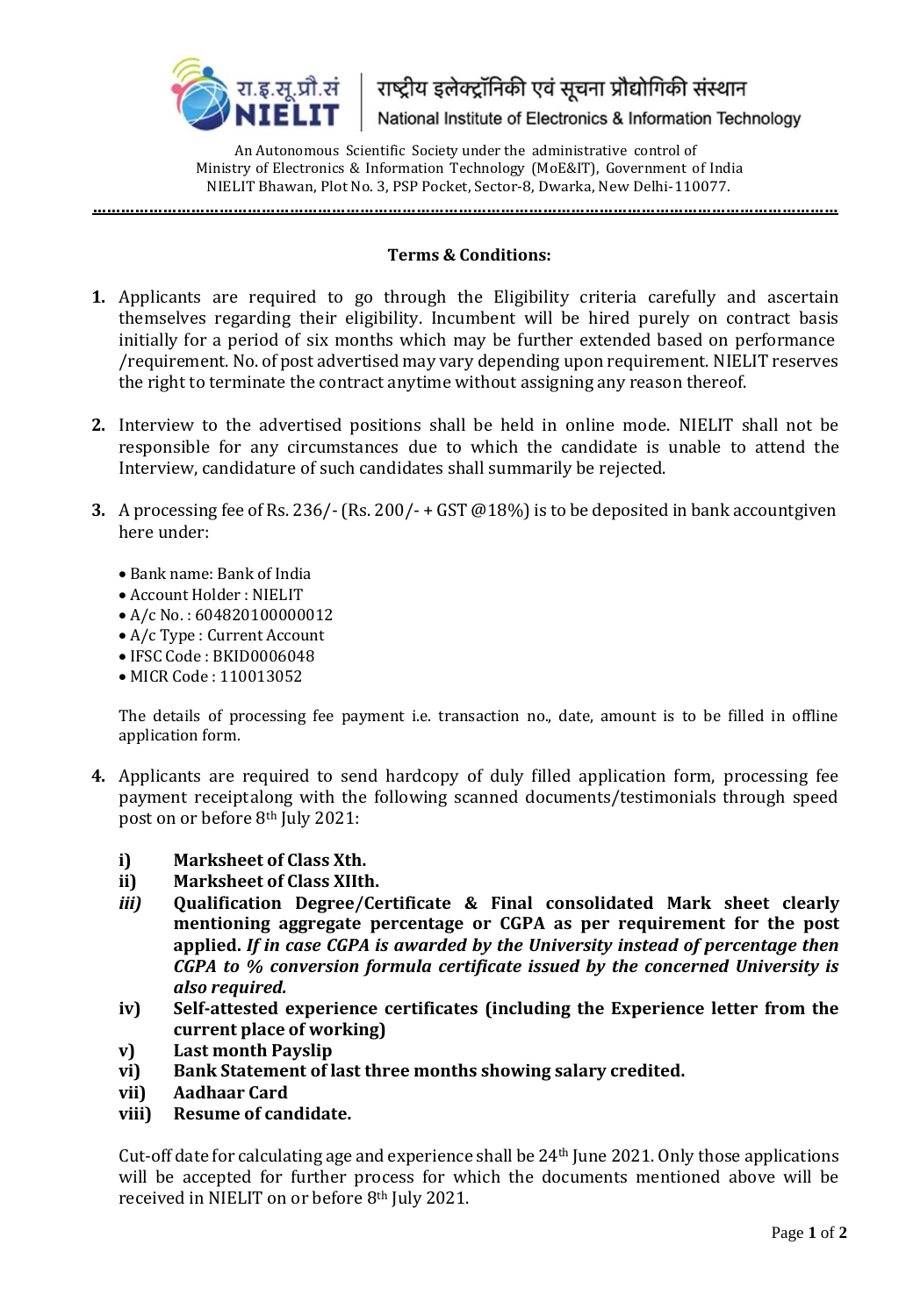राष्ट्रीय इलेक्ट्रॉनिकी एवं सूचना प्रौद्योगिकी संस्थान

National Institute of Electronics & Information Technology

An Autonomous Scientific Society under the administrative control of
Ministry of Electronics & Information Technology (MoE&IT), Government of India
NIELIT Bhawan, Plot No. 3, PSP Pocket, Sector-8, Dwarka, New Delhi-110077.

---

**Terms & Conditions:**

1. Applicants are required to go through the Eligibility criteria carefully and ascertain themselves regarding their eligibility. Incumbent will be hired purely on contract basis initially for a period of six months which may be further extended based on performance /requirement. No. of post advertised may vary depending upon requirement. NIELIT reserves the right to terminate the contract anytime without assigning any reason thereof.

2. Interview to the advertised positions shall be held in online mode. NIELIT shall not be responsible for any circumstances due to which the candidate is unable to attend the Interview, candidature of such candidates shall summarily be rejected.

3. A processing fee of Rs. 236/- (Rs. 200/- + GST @18%) is to be deposited in bank accountgiven here under:

   - Bank name: Bank of India
   - Account Holder : NIELIT
   - A/c No. : 604820100000012
   - A/c Type : Current Account
   - IFSC Code : BKID0006048
   - MICR Code : 110013052

   The details of processing fee payment i.e. transaction no., date, amount is to be filled in offline application form.

4. Applicants are required to send hardcopy of duly filled application form, processing fee payment receiptalong with the following scanned documents/testimonials through speed post on or before 8th July 2021:

   **i)** **Marksheet of Class Xth.**
   **ii)** **Marksheet of Class XIIth.**
   ***iii)*** **Qualification Degree/Certificate & Final consolidated Mark sheet clearly mentioning aggregate percentage or CGPA as per requirement for the post applied.** ***If in case CGPA is awarded by the University instead of percentage then CGPA to % conversion formula certificate issued by the concerned University is also required.***
   **iv)** **Self-attested experience certificates (including the Experience letter from the current place of working)**
   **v)** **Last month Payslip**
   **vi)** **Bank Statement of last three months showing salary credited.**
   **vii)** **Aadhaar Card**
   **viii)** **Resume of candidate.**

   Cut-off date for calculating age and experience shall be 24th June 2021. Only those applications will be accepted for further process for which the documents mentioned above will be received in NIELIT on or before 8th July 2021.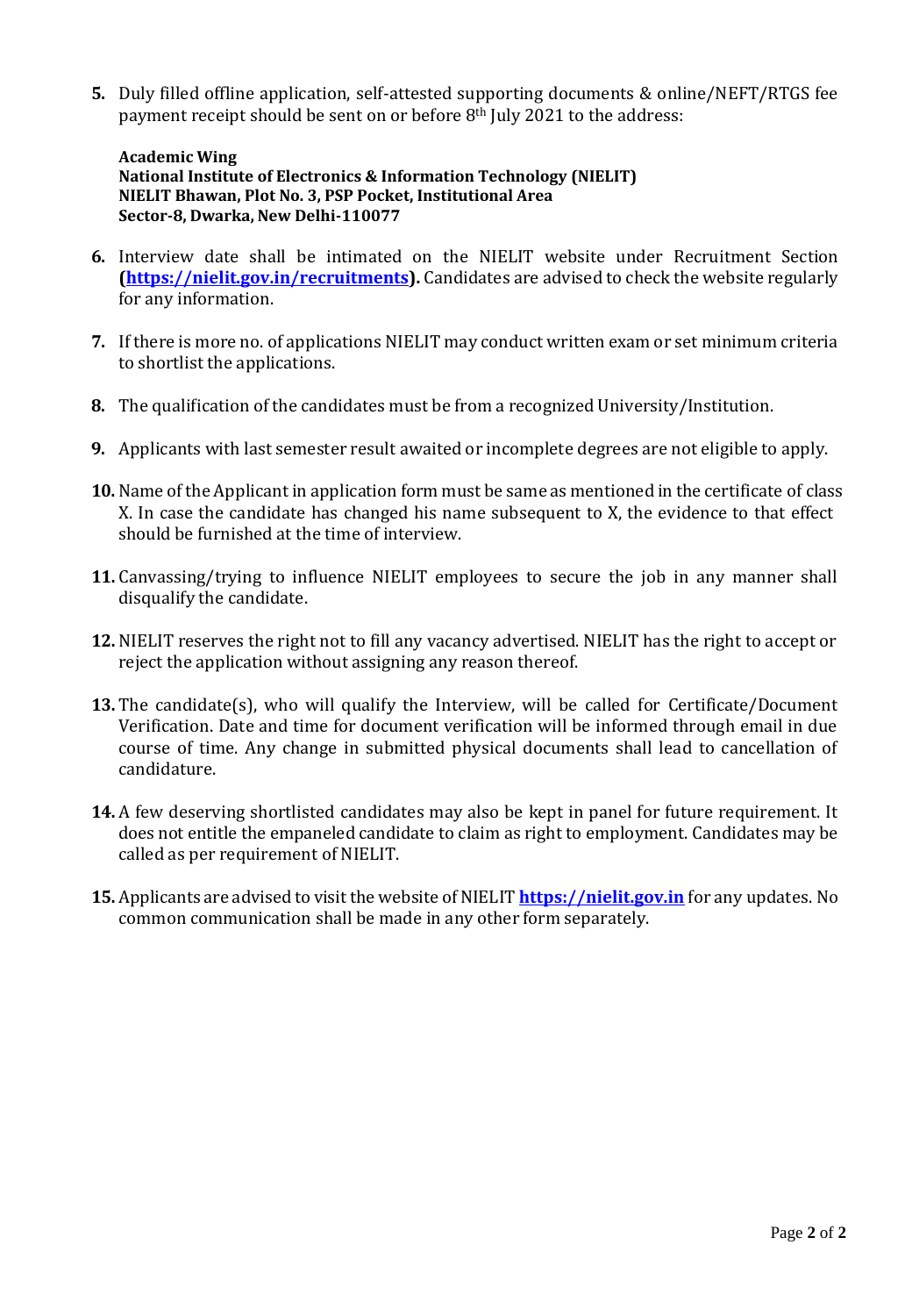5. Duly filled offline application, self-attested supporting documents & online/NEFT/RTGS fee payment receipt should be sent on or before 8th July 2021 to the address:

   **Academic Wing**
   **National Institute of Electronics & Information Technology (NIELIT)**
   **NIELIT Bhawan, Plot No. 3, PSP Pocket, Institutional Area**
   **Sector-8, Dwarka, New Delhi-110077**

6. Interview date shall be intimated on the NIELIT website under Recruitment Section **(https://nielit.gov.in/recruitments).** Candidates are advised to check the website regularly for any information.

7. If there is more no. of applications NIELIT may conduct written exam or set minimum criteria to shortlist the applications.

8. The qualification of the candidates must be from a recognized University/Institution.

9. Applicants with last semester result awaited or incomplete degrees are not eligible to apply.

10. Name of the Applicant in application form must be same as mentioned in the certificate of class X. In case the candidate has changed his name subsequent to X, the evidence to that effect should be furnished at the time of interview.

11. Canvassing/trying to influence NIELIT employees to secure the job in any manner shall disqualify the candidate.

12. NIELIT reserves the right not to fill any vacancy advertised. NIELIT has the right to accept or reject the application without assigning any reason thereof.

13. The candidate(s), who will qualify the Interview, will be called for Certificate/Document Verification. Date and time for document verification will be informed through email in due course of time. Any change in submitted physical documents shall lead to cancellation of candidature.

14. A few deserving shortlisted candidates may also be kept in panel for future requirement. It does not entitle the empaneled candidate to claim as right to employment. Candidates may be called as per requirement of NIELIT.

15. Applicants are advised to visit the website of NIELIT **https://nielit.gov.in** for any updates. No common communication shall be made in any other form separately.